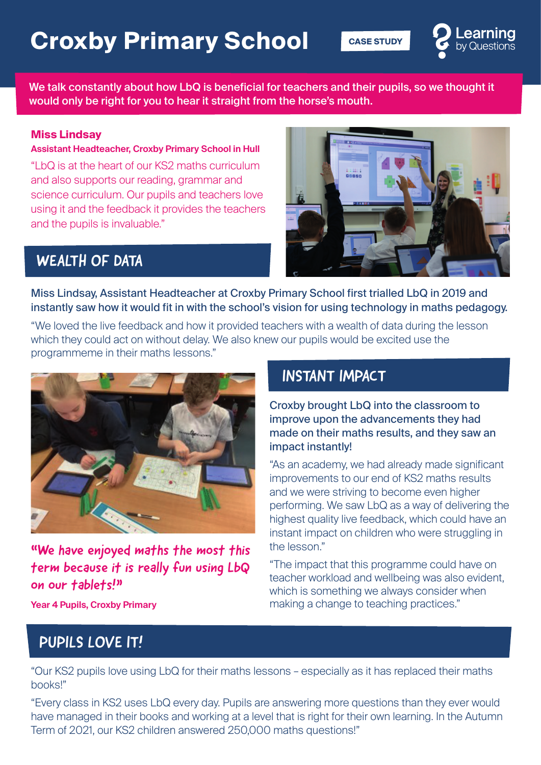# Croxby Primary School

CASE STUDY

Learning by Questions

**We talk constantly about how LbQ is beneficial for teachers and their pupils, so we thought it would only be right for you to hear it straight from the horse's mouth.**

**Miss Lindsay**

**Assistant Headteacher, Croxby Primary School in Hull**

"LbQ is at the heart of our KS2 maths curriculum and also supports our reading, grammar and science curriculum. Our pupils and teachers love using it and the feedback it provides the teachers and the pupils is invaluable."

## WEALTH OF DATA

Miss Lindsay, Assistant Headteacher at Croxby Primary School first trialled LbQ in 2019 and instantly saw how it would fit in with the school's vision for using technology in maths pedagogy.

"We loved the live feedback and how it provided teachers with a wealth of data during the lesson which they could act on without delay. We also knew our pupils would be excited use the programmeme in their maths lessons."

*"We have enjoyed maths the most this term because it is really fun using LbQ on our tablets!"*

**Year 4 Pupils, Croxby Primary**

## INSTANT IMPACT

Croxby brought LbQ into the classroom to improve upon the advancements they had made on their maths results, and they saw an impact instantly!

"As an academy, we had already made significant improvements to our end of KS2 maths results and we were striving to become even higher performing. We saw LbQ as a way of delivering the highest quality live feedback, which could have an instant impact on children who were struggling in the lesson."

"The impact that this programme could have on teacher workload and wellbeing was also evident, which is something we always consider when making a change to teaching practices."

## PUPILS LOVE IT!

"Our KS2 pupils love using LbQ for their maths lessons – especially as it has replaced their maths books!"

"Every class in KS2 uses LbQ every day. Pupils are answering more questions than they ever would have managed in their books and working at a level that is right for their own learning. In the Autumn Term of 2021, our KS2 children answered 250,000 maths questions!"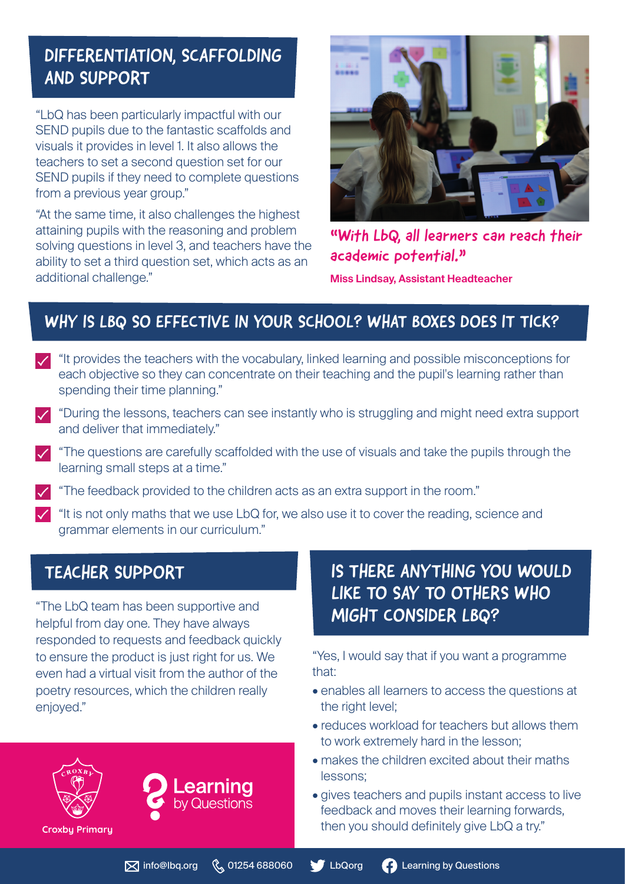## DIFFERENTIATION, SCAFFOLDING AND SUPPORT

"LbQ has been particularly impactful with our SEND pupils due to the fantastic scaffolds and visuals it provides in level 1. It also allows the teachers to set a second question set for our SEND pupils if they need to complete questions from a previous year group."

"At the same time, it also challenges the highest attaining pupils with the reasoning and problem solving questions in level 3, and teachers have the ability to set a third question set, which acts as an additional challenge."

**"With LbQ, all learners can reach their academic potential."**

**Miss Lindsay, Assistant Headteacher**

## WHY IS LBQ SO EFFECTIVE IN YOUR SCHOOL? WHAT BOXES DOES IT TICK?

- ✓ "It provides the teachers with the vocabulary, linked learning and possible misconceptions for each objective so they can concentrate on their teaching and the pupil's learning rather than spending their time planning."
- ✓ "During the lessons, teachers can see instantly who is struggling and might need extra support and deliver that immediately."
- ✓ "The questions are carefully scaffolded with the use of visuals and take the pupils through the learning small steps at a time."
- ✓ "The feedback provided to the children acts as an extra support in the room."
- ✓ "It is not only maths that we use LbQ for, we also use it to cover the reading, science and grammar elements in our curriculum."

## TEACHER SUPPORT

"The LbQ team has been supportive and helpful from day one. They have always responded to requests and feedback quickly to ensure the product is just right for us. We even had a virtual visit from the author of the poetry resources, which the children really enjoyed."

## IS THERE ANYTHING YOU WOULD LIKE TO SAY TO OTHERS WHO MIGHT CONSIDER LBQ?

"Yes, I would say that if you want a programme that:

- enables all learners to access the questions at the right level;
- reduces workload for teachers but allows them to work extremely hard in the lesson;
- makes the children excited about their maths lessons;
- gives teachers and pupils instant access to live feedback and moves their learning forwards, then you should definitely give LbQ a try."

Croxby Primary

Learning by Questions

info@lbq.org | 01254 688060 | LbQorg | Learning by Questions